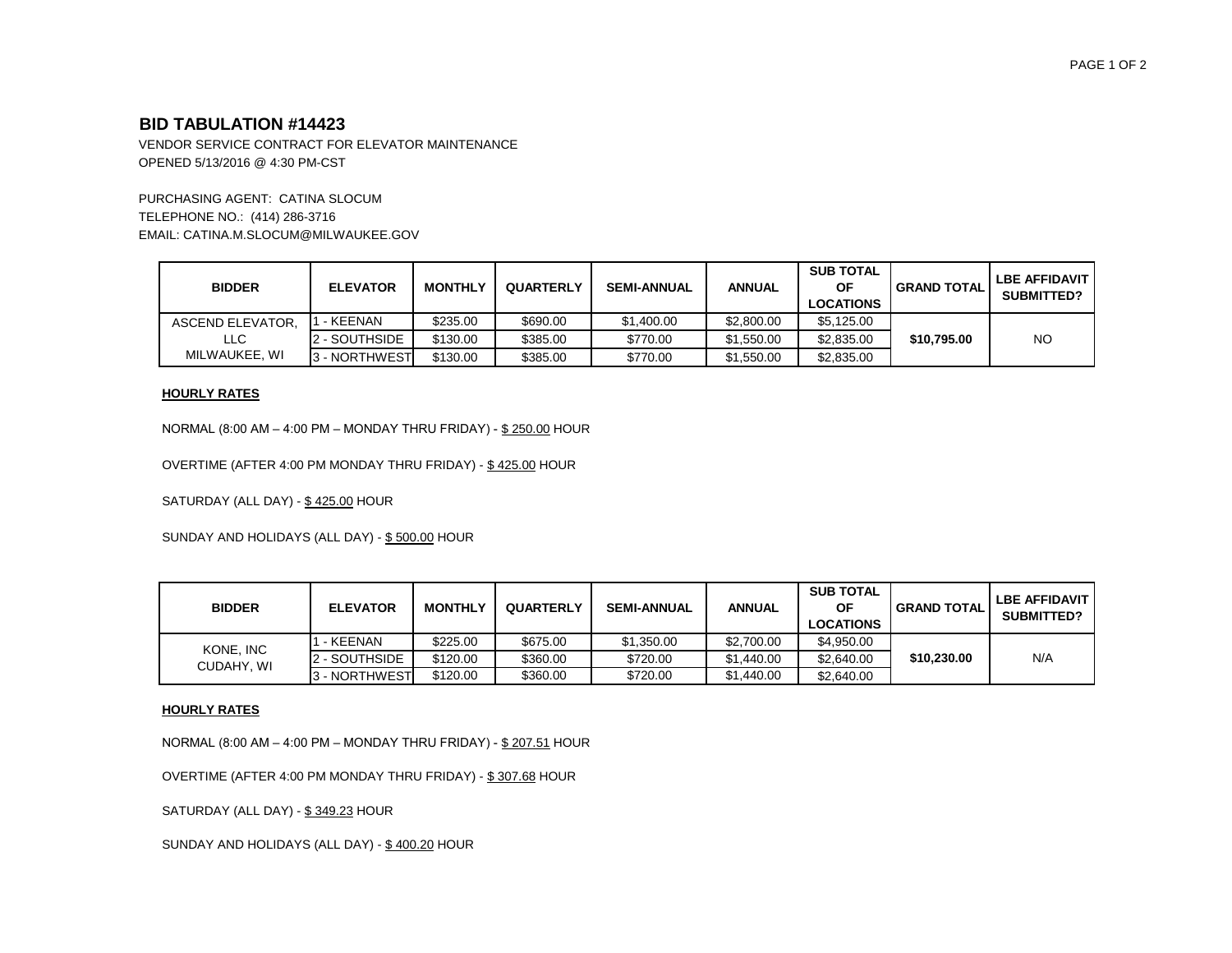## BID TABULATION #14423

VENDOR SERVICE CONTRACT FOR ELEVATOR MAINTENANCE
OPENED 5/13/2016 @ 4:30 PM-CST

PURCHASING AGENT: CATINA SLOCUM
TELEPHONE NO.: (414) 286-3716
EMAIL: CATINA.M.SLOCUM@MILWAUKEE.GOV

| BIDDER | ELEVATOR | MONTHLY | QUARTERLY | SEMI-ANNUAL | ANNUAL | SUB TOTAL OF LOCATIONS | GRAND TOTAL | LBE AFFIDAVIT SUBMITTED? |
|---|---|---|---|---|---|---|---|---|
| ASCEND ELEVATOR, LLC MILWAUKEE, WI | 1 - KEENAN | $235.00 | $690.00 | $1,400.00 | $2,800.00 | $5,125.00 | **$10,795.00** | NO |
| | 2 - SOUTHSIDE | $130.00 | $385.00 | $770.00 | $1,550.00 | $2,835.00 | | |
| | 3 - NORTHWEST | $130.00 | $385.00 | $770.00 | $1,550.00 | $2,835.00 | | |

**HOURLY RATES**

NORMAL (8:00 AM – 4:00 PM – MONDAY THRU FRIDAY) - $ 250.00 HOUR

OVERTIME (AFTER 4:00 PM MONDAY THRU FRIDAY) - $ 425.00 HOUR

SATURDAY (ALL DAY) - $ 425.00 HOUR

SUNDAY AND HOLIDAYS (ALL DAY) - $ 500.00 HOUR

| BIDDER | ELEVATOR | MONTHLY | QUARTERLY | SEMI-ANNUAL | ANNUAL | SUB TOTAL OF LOCATIONS | GRAND TOTAL | LBE AFFIDAVIT SUBMITTED? |
|---|---|---|---|---|---|---|---|---|
| KONE, INC CUDAHY, WI | 1 - KEENAN | $225.00 | $675.00 | $1,350.00 | $2,700.00 | $4,950.00 | **$10,230.00** | N/A |
| | 2 - SOUTHSIDE | $120.00 | $360.00 | $720.00 | $1,440.00 | $2,640.00 | | |
| | 3 - NORTHWEST | $120.00 | $360.00 | $720.00 | $1,440.00 | $2,640.00 | | |

**HOURLY RATES**

NORMAL (8:00 AM – 4:00 PM – MONDAY THRU FRIDAY) - $ 207.51 HOUR

OVERTIME (AFTER 4:00 PM MONDAY THRU FRIDAY) - $ 307.68 HOUR

SATURDAY (ALL DAY) - $ 349.23 HOUR

SUNDAY AND HOLIDAYS (ALL DAY) - $ 400.20 HOUR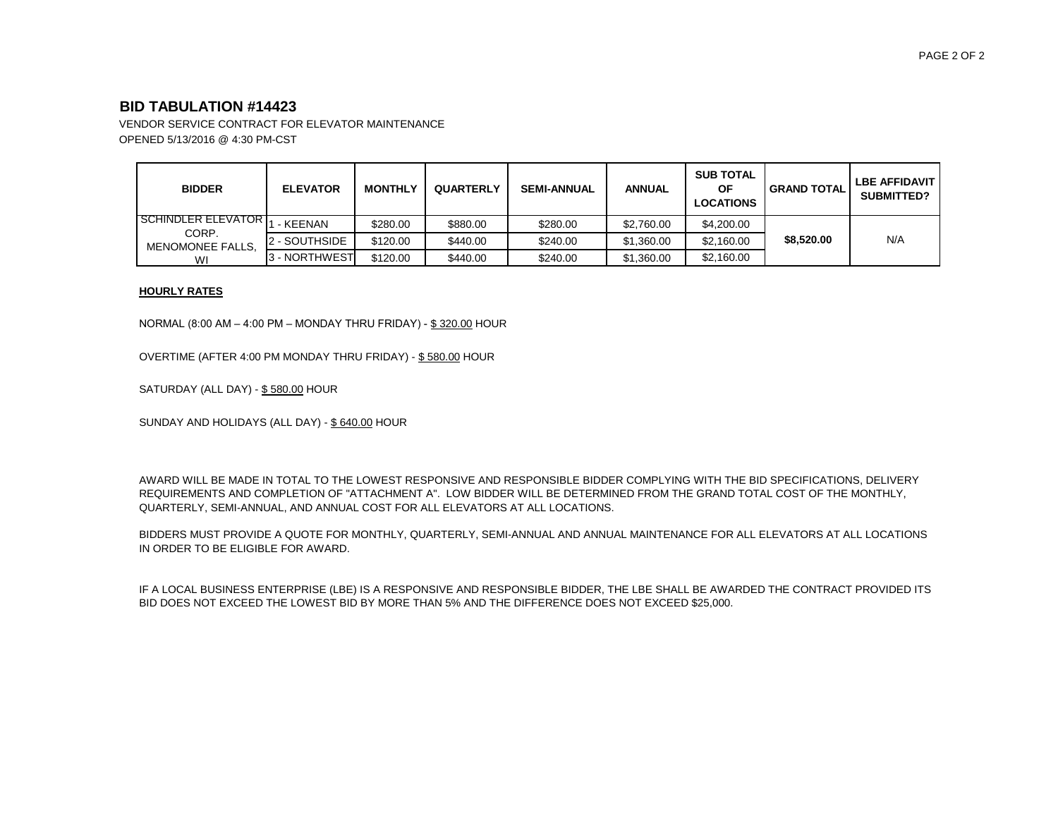## BID TABULATION #14423

VENDOR SERVICE CONTRACT FOR ELEVATOR MAINTENANCE

OPENED 5/13/2016 @ 4:30 PM-CST

| BIDDER | ELEVATOR | MONTHLY | QUARTERLY | SEMI-ANNUAL | ANNUAL | SUB TOTAL OF LOCATIONS | GRAND TOTAL | LBE AFFIDAVIT SUBMITTED? |
|---|---|---|---|---|---|---|---|---|
| SCHINDLER ELEVATOR CORP. MENOMONEE FALLS, WI | 1 - KEENAN | $280.00 | $880.00 | $280.00 | $2,760.00 | $4,200.00 | **$8,520.00** | N/A |
| | 2 - SOUTHSIDE | $120.00 | $440.00 | $240.00 | $1,360.00 | $2,160.00 | | |
| | 3 - NORTHWEST | $120.00 | $440.00 | $240.00 | $1,360.00 | $2,160.00 | | |

**HOURLY RATES**

NORMAL (8:00 AM – 4:00 PM – MONDAY THRU FRIDAY) - $ 320.00 HOUR

OVERTIME (AFTER 4:00 PM MONDAY THRU FRIDAY) - $ 580.00 HOUR

SATURDAY (ALL DAY) - $ 580.00 HOUR

SUNDAY AND HOLIDAYS (ALL DAY) - $ 640.00 HOUR

AWARD WILL BE MADE IN TOTAL TO THE LOWEST RESPONSIVE AND RESPONSIBLE BIDDER COMPLYING WITH THE BID SPECIFICATIONS, DELIVERY REQUIREMENTS AND COMPLETION OF "ATTACHMENT A". LOW BIDDER WILL BE DETERMINED FROM THE GRAND TOTAL COST OF THE MONTHLY, QUARTERLY, SEMI-ANNUAL, AND ANNUAL COST FOR ALL ELEVATORS AT ALL LOCATIONS.

BIDDERS MUST PROVIDE A QUOTE FOR MONTHLY, QUARTERLY, SEMI-ANNUAL AND ANNUAL MAINTENANCE FOR ALL ELEVATORS AT ALL LOCATIONS IN ORDER TO BE ELIGIBLE FOR AWARD.

IF A LOCAL BUSINESS ENTERPRISE (LBE) IS A RESPONSIVE AND RESPONSIBLE BIDDER, THE LBE SHALL BE AWARDED THE CONTRACT PROVIDED ITS BID DOES NOT EXCEED THE LOWEST BID BY MORE THAN 5% AND THE DIFFERENCE DOES NOT EXCEED $25,000.